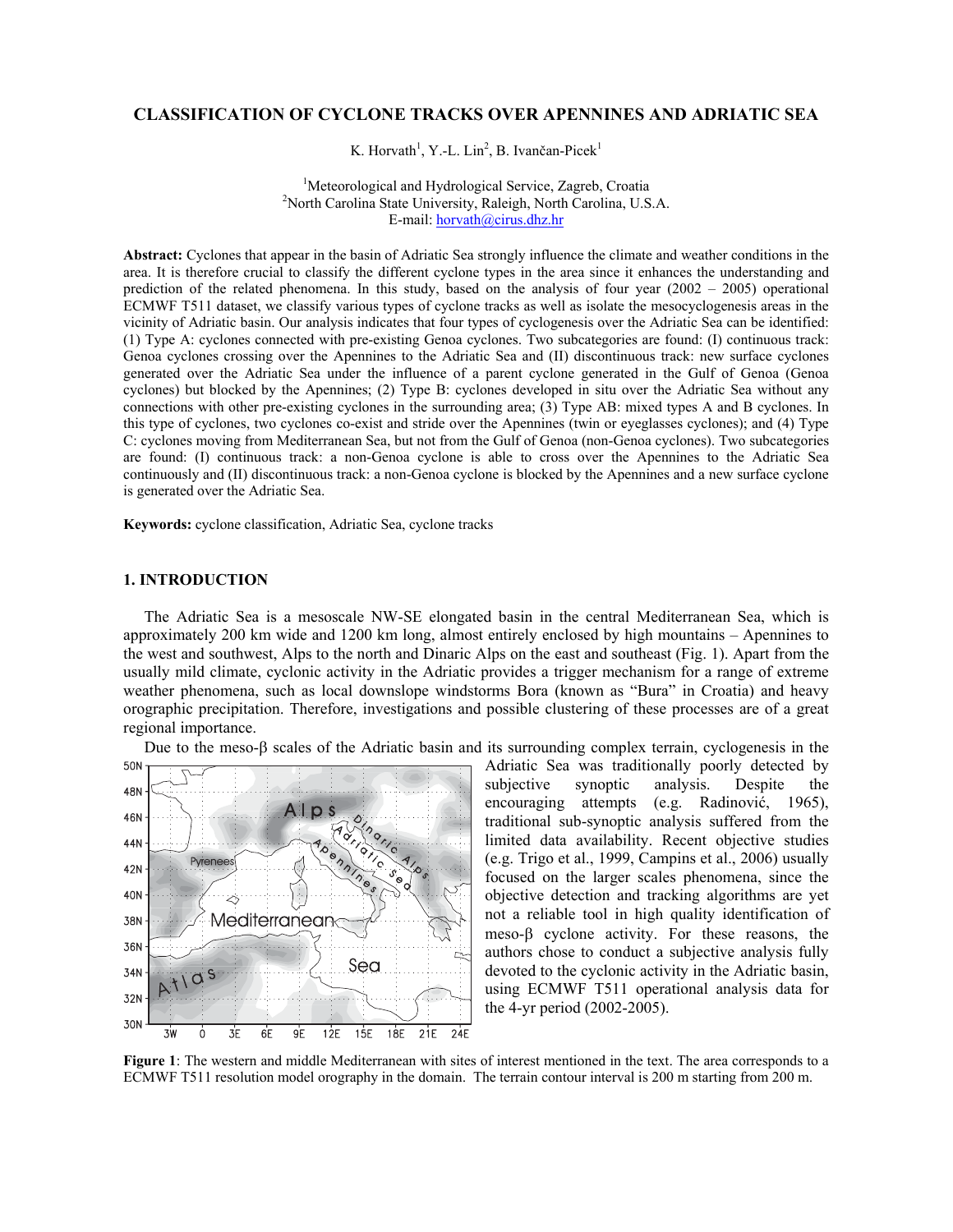# CLASSIFICATION OF CYCLONE TRACKS OVER APENNINES AND ADRIATIC SEA

K. Horvath[1], Y.-L. Lin[2], B. Ivančan-Picek[1]

[1]Meteorological and Hydrological Service, Zagreb, Croatia
[2]North Carolina State University, Raleigh, North Carolina, U.S.A.
E-mail: horvath@cirus.dhz.hr

**Abstract:** Cyclones that appear in the basin of Adriatic Sea strongly influence the climate and weather conditions in the area. It is therefore crucial to classify the different cyclone types in the area since it enhances the understanding and prediction of the related phenomena. In this study, based on the analysis of four year (2002 – 2005) operational ECMWF T511 dataset, we classify various types of cyclone tracks as well as isolate the mesocyclogenesis areas in the vicinity of Adriatic basin. Our analysis indicates that four types of cyclogenesis over the Adriatic Sea can be identified: (1) Type A: cyclones connected with pre-existing Genoa cyclones. Two subcategories are found: (I) continuous track: Genoa cyclones crossing over the Apennines to the Adriatic Sea and (II) discontinuous track: new surface cyclones generated over the Adriatic Sea under the influence of a parent cyclone generated in the Gulf of Genoa (Genoa cyclones) but blocked by the Apennines; (2) Type B: cyclones developed in situ over the Adriatic Sea without any connections with other pre-existing cyclones in the surrounding area; (3) Type AB: mixed types A and B cyclones. In this type of cyclones, two cyclones co-exist and stride over the Apennines (twin or eyeglasses cyclones); and (4) Type C: cyclones moving from Mediterranean Sea, but not from the Gulf of Genoa (non-Genoa cyclones). Two subcategories are found: (I) continuous track: a non-Genoa cyclone is able to cross over the Apennines to the Adriatic Sea continuously and (II) discontinuous track: a non-Genoa cyclone is blocked by the Apennines and a new surface cyclone is generated over the Adriatic Sea.

**Keywords:** cyclone classification, Adriatic Sea, cyclone tracks

## 1. INTRODUCTION

The Adriatic Sea is a mesoscale NW-SE elongated basin in the central Mediterranean Sea, which is approximately 200 km wide and 1200 km long, almost entirely enclosed by high mountains – Apennines to the west and southwest, Alps to the north and Dinaric Alps on the east and southeast (Fig. 1). Apart from the usually mild climate, cyclonic activity in the Adriatic provides a trigger mechanism for a range of extreme weather phenomena, such as local downslope windstorms Bora (known as "Bura" in Croatia) and heavy orographic precipitation. Therefore, investigations and possible clustering of these processes are of a great regional importance.

Due to the meso-β scales of the Adriatic basin and its surrounding complex terrain, cyclogenesis in the Adriatic Sea was traditionally poorly detected by subjective synoptic analysis. Despite the encouraging attempts (e.g. Radinović, 1965), traditional sub-synoptic analysis suffered from the limited data availability. Recent objective studies (e.g. Trigo et al., 1999, Campins et al., 2006) usually focused on the larger scales phenomena, since the objective detection and tracking algorithms are yet not a reliable tool in high quality identification of meso-β cyclone activity. For these reasons, the authors chose to conduct a subjective analysis fully devoted to the cyclonic activity in the Adriatic basin, using ECMWF T511 operational analysis data for the 4-yr period (2002-2005).

**Figure 1**: The western and middle Mediterranean with sites of interest mentioned in the text. The area corresponds to a ECMWF T511 resolution model orography in the domain. The terrain contour interval is 200 m starting from 200 m.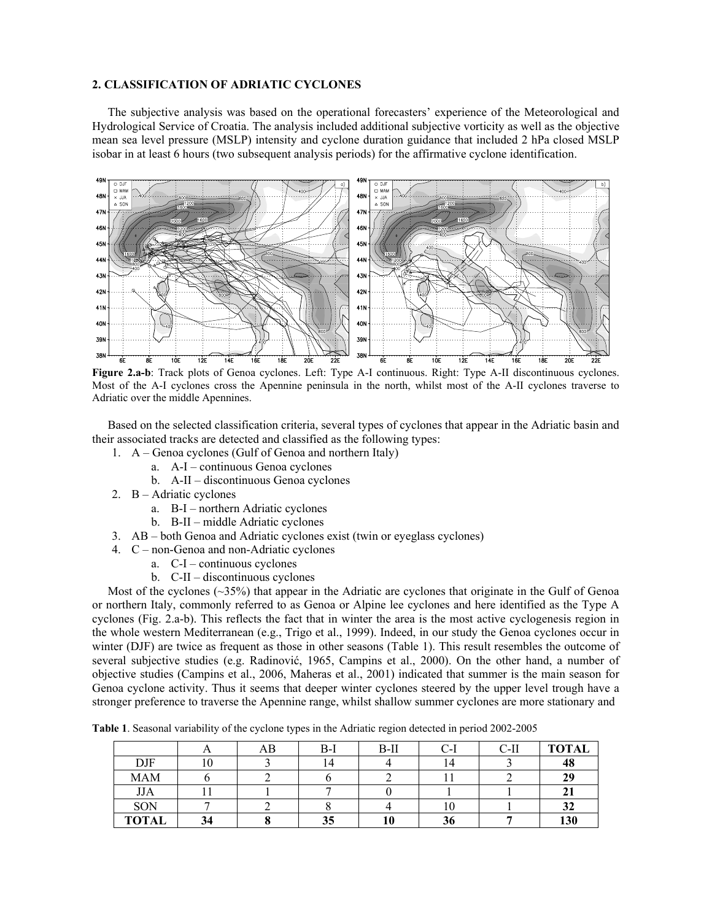## 2. CLASSIFICATION OF ADRIATIC CYCLONES

The subjective analysis was based on the operational forecasters' experience of the Meteorological and Hydrological Service of Croatia. The analysis included additional subjective vorticity as well as the objective mean sea level pressure (MSLP) intensity and cyclone duration guidance that included 2 hPa closed MSLP isobar in at least 6 hours (two subsequent analysis periods) for the affirmative cyclone identification.

**Figure 2.a-b**: Track plots of Genoa cyclones. Left: Type A-I continuous. Right: Type A-II discontinuous cyclones. Most of the A-I cyclones cross the Apennine peninsula in the north, whilst most of the A-II cyclones traverse to Adriatic over the middle Apennines.

Based on the selected classification criteria, several types of cyclones that appear in the Adriatic basin and their associated tracks are detected and classified as the following types:

1. A – Genoa cyclones (Gulf of Genoa and northern Italy)
   a. A-I – continuous Genoa cyclones
   b. A-II – discontinuous Genoa cyclones
2. B – Adriatic cyclones
   a. B-I – northern Adriatic cyclones
   b. B-II – middle Adriatic cyclones
3. AB – both Genoa and Adriatic cyclones exist (twin or eyeglass cyclones)
4. C – non-Genoa and non-Adriatic cyclones
   a. C-I – continuous cyclones
   b. C-II – discontinuous cyclones

Most of the cyclones (~35%) that appear in the Adriatic are cyclones that originate in the Gulf of Genoa or northern Italy, commonly referred to as Genoa or Alpine lee cyclones and here identified as the Type A cyclones (Fig. 2.a-b). This reflects the fact that in winter the area is the most active cyclogenesis region in the whole western Mediterranean (e.g., Trigo et al., 1999). Indeed, in our study the Genoa cyclones occur in winter (DJF) are twice as frequent as those in other seasons (Table 1). This result resembles the outcome of several subjective studies (e.g. Radinović, 1965, Campins et al., 2000). On the other hand, a number of objective studies (Campins et al., 2006, Maheras et al., 2001) indicated that summer is the main season for Genoa cyclone activity. Thus it seems that deeper winter cyclones steered by the upper level trough have a stronger preference to traverse the Apennine range, whilst shallow summer cyclones are more stationary and

**Table 1**. Seasonal variability of the cyclone types in the Adriatic region detected in period 2002-2005

| | A | AB | B-I | B-II | C-I | C-II | **TOTAL** |
|---|---|---|---|---|---|---|---|
| DJF | 10 | 3 | 14 | 4 | 14 | 3 | **48** |
| MAM | 6 | 2 | 6 | 2 | 11 | 2 | **29** |
| JJA | 11 | 1 | 7 | 0 | 1 | 1 | **21** |
| SON | 7 | 2 | 8 | 4 | 10 | 1 | **32** |
| **TOTAL** | **34** | **8** | **35** | **10** | **36** | **7** | **130** |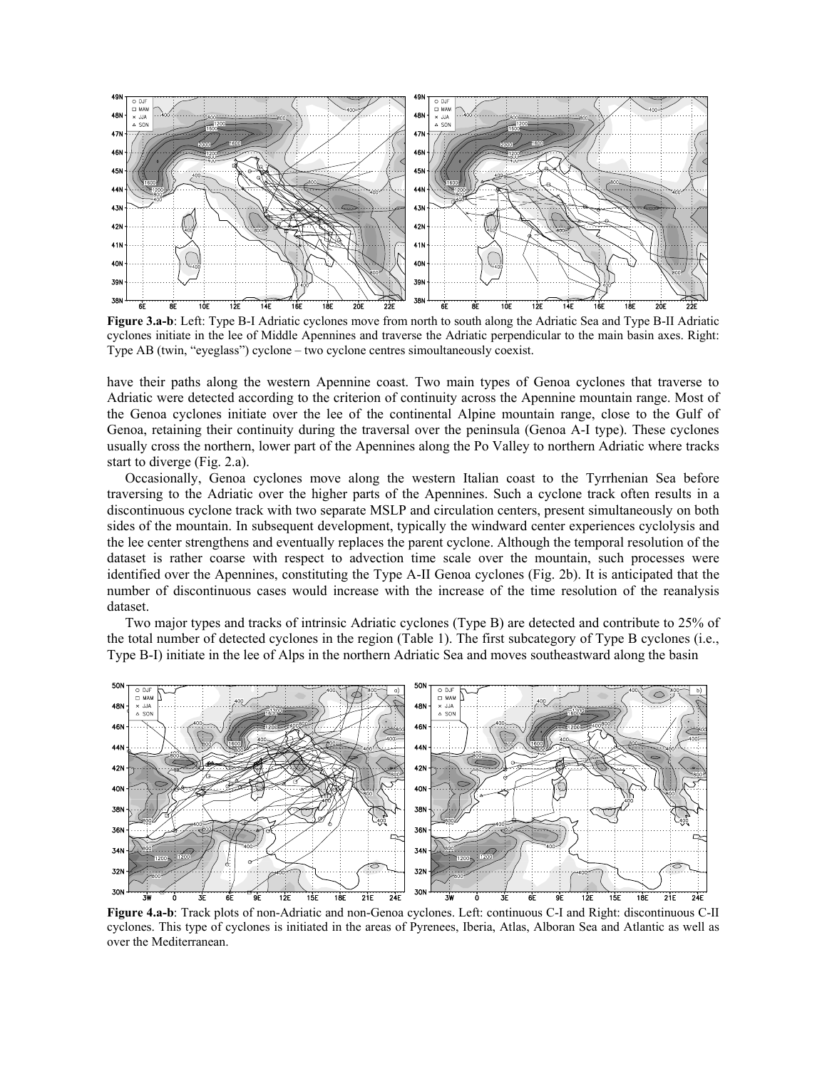**Figure 3.a-b**: Left: Type B-I Adriatic cyclones move from north to south along the Adriatic Sea and Type B-II Adriatic cyclones initiate in the lee of Middle Apennines and traverse the Adriatic perpendicular to the main basin axes. Right: Type AB (twin, "eyeglass") cyclone – two cyclone centres simoultaneously coexist.

have their paths along the western Apennine coast. Two main types of Genoa cyclones that traverse to Adriatic were detected according to the criterion of continuity across the Apennine mountain range. Most of the Genoa cyclones initiate over the lee of the continental Alpine mountain range, close to the Gulf of Genoa, retaining their continuity during the traversal over the peninsula (Genoa A-I type). These cyclones usually cross the northern, lower part of the Apennines along the Po Valley to northern Adriatic where tracks start to diverge (Fig. 2.a).

Occasionally, Genoa cyclones move along the western Italian coast to the Tyrrhenian Sea before traversing to the Adriatic over the higher parts of the Apennines. Such a cyclone track often results in a discontinuous cyclone track with two separate MSLP and circulation centers, present simultaneously on both sides of the mountain. In subsequent development, typically the windward center experiences cyclolysis and the lee center strengthens and eventually replaces the parent cyclone. Although the temporal resolution of the dataset is rather coarse with respect to advection time scale over the mountain, such processes were identified over the Apennines, constituting the Type A-II Genoa cyclones (Fig. 2b). It is anticipated that the number of discontinuous cases would increase with the increase of the time resolution of the reanalysis dataset.

Two major types and tracks of intrinsic Adriatic cyclones (Type B) are detected and contribute to 25% of the total number of detected cyclones in the region (Table 1). The first subcategory of Type B cyclones (i.e., Type B-I) initiate in the lee of Alps in the northern Adriatic Sea and moves southeastward along the basin

**Figure 4.a-b**: Track plots of non-Adriatic and non-Genoa cyclones. Left: continuous C-I and Right: discontinuous C-II cyclones. This type of cyclones is initiated in the areas of Pyrenees, Iberia, Atlas, Alboran Sea and Atlantic as well as over the Mediterranean.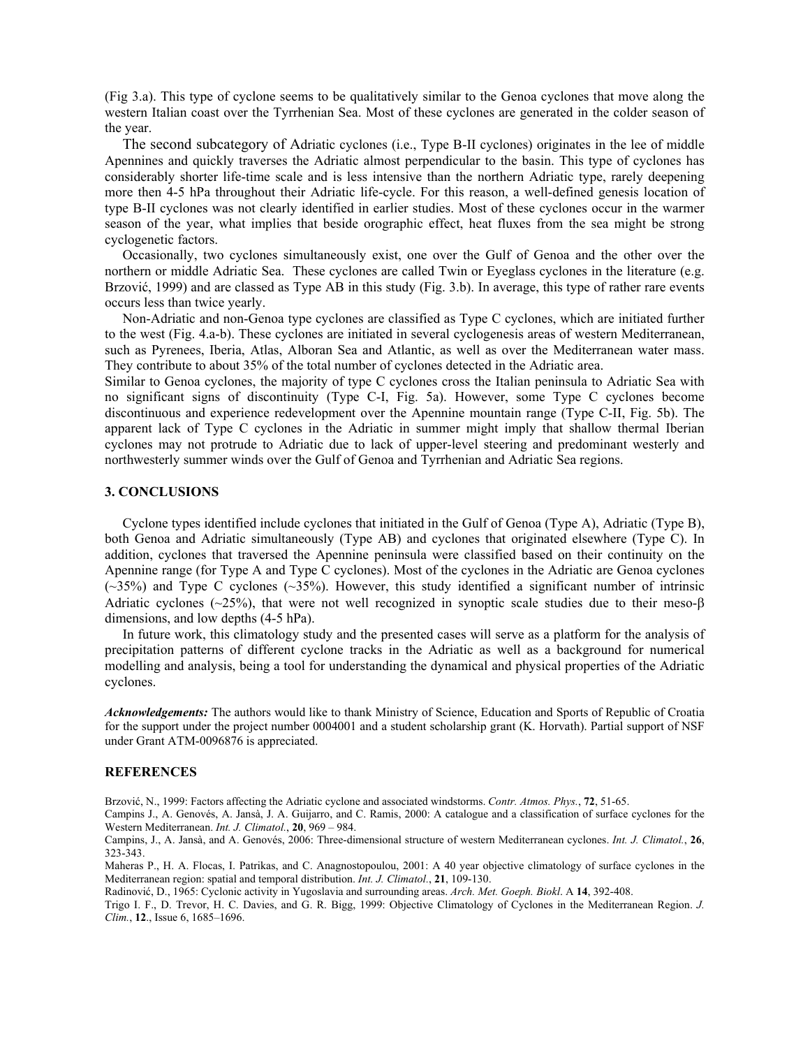(Fig 3.a). This type of cyclone seems to be qualitatively similar to the Genoa cyclones that move along the western Italian coast over the Tyrrhenian Sea. Most of these cyclones are generated in the colder season of the year.

The second subcategory of Adriatic cyclones (i.e., Type B-II cyclones) originates in the lee of middle Apennines and quickly traverses the Adriatic almost perpendicular to the basin. This type of cyclones has considerably shorter life-time scale and is less intensive than the northern Adriatic type, rarely deepening more then 4-5 hPa throughout their Adriatic life-cycle. For this reason, a well-defined genesis location of type B-II cyclones was not clearly identified in earlier studies. Most of these cyclones occur in the warmer season of the year, what implies that beside orographic effect, heat fluxes from the sea might be strong cyclogenetic factors.

Occasionally, two cyclones simultaneously exist, one over the Gulf of Genoa and the other over the northern or middle Adriatic Sea. These cyclones are called Twin or Eyeglass cyclones in the literature (e.g. Brzović, 1999) and are classed as Type AB in this study (Fig. 3.b). In average, this type of rather rare events occurs less than twice yearly.

Non-Adriatic and non-Genoa type cyclones are classified as Type C cyclones, which are initiated further to the west (Fig. 4.a-b). These cyclones are initiated in several cyclogenesis areas of western Mediterranean, such as Pyrenees, Iberia, Atlas, Alboran Sea and Atlantic, as well as over the Mediterranean water mass. They contribute to about 35% of the total number of cyclones detected in the Adriatic area.

Similar to Genoa cyclones, the majority of type C cyclones cross the Italian peninsula to Adriatic Sea with no significant signs of discontinuity (Type C-I, Fig. 5a). However, some Type C cyclones become discontinuous and experience redevelopment over the Apennine mountain range (Type C-II, Fig. 5b). The apparent lack of Type C cyclones in the Adriatic in summer might imply that shallow thermal Iberian cyclones may not protrude to Adriatic due to lack of upper-level steering and predominant westerly and northwesterly summer winds over the Gulf of Genoa and Tyrrhenian and Adriatic Sea regions.

## 3. CONCLUSIONS

Cyclone types identified include cyclones that initiated in the Gulf of Genoa (Type A), Adriatic (Type B), both Genoa and Adriatic simultaneously (Type AB) and cyclones that originated elsewhere (Type C). In addition, cyclones that traversed the Apennine peninsula were classified based on their continuity on the Apennine range (for Type A and Type C cyclones). Most of the cyclones in the Adriatic are Genoa cyclones (~35%) and Type C cyclones (~35%). However, this study identified a significant number of intrinsic Adriatic cyclones (~25%), that were not well recognized in synoptic scale studies due to their meso-$\beta$ dimensions, and low depths (4-5 hPa).

In future work, this climatology study and the presented cases will serve as a platform for the analysis of precipitation patterns of different cyclone tracks in the Adriatic as well as a background for numerical modelling and analysis, being a tool for understanding the dynamical and physical properties of the Adriatic cyclones.

***Acknowledgements:*** The authors would like to thank Ministry of Science, Education and Sports of Republic of Croatia for the support under the project number 0004001 and a student scholarship grant (K. Horvath). Partial support of NSF under Grant ATM-0096876 is appreciated.

## REFERENCES

Brzović, N., 1999: Factors affecting the Adriatic cyclone and associated windstorms. *Contr. Atmos. Phys.*, **72**, 51-65.

Campins J., A. Genovés, A. Jansà, J. A. Guijarro, and C. Ramis, 2000: A catalogue and a classification of surface cyclones for the Western Mediterranean. *Int. J. Climatol.*, **20**, 969 – 984.

Campins, J., A. Jansà, and A. Genovés, 2006: Three-dimensional structure of western Mediterranean cyclones. *Int. J. Climatol.*, **26**, 323-343.

Maheras P., H. A. Flocas, I. Patrikas, and C. Anagnostopoulou, 2001: A 40 year objective climatology of surface cyclones in the Mediterranean region: spatial and temporal distribution. *Int. J. Climatol.*, **21**, 109-130.

Radinović, D., 1965: Cyclonic activity in Yugoslavia and surrounding areas. *Arch. Met. Goeph. Biokl*. A **14**, 392-408.

Trigo I. F., D. Trevor, H. C. Davies, and G. R. Bigg, 1999: Objective Climatology of Cyclones in the Mediterranean Region. *J. Clim.*, **12**., Issue 6, 1685–1696.